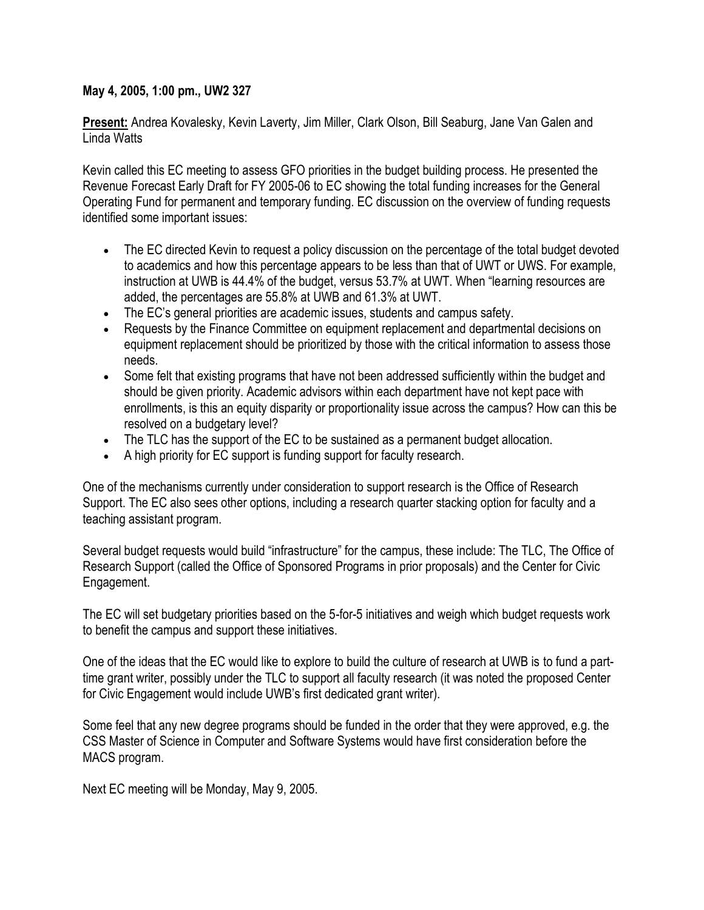**May 4, 2005, 1:00 pm., UW2 327**

**Present:** Andrea Kovalesky, Kevin Laverty, Jim Miller, Clark Olson, Bill Seaburg, Jane Van Galen and Linda Watts

Kevin called this EC meeting to assess GFO priorities in the budget building process. He presented the Revenue Forecast Early Draft for FY 2005-06 to EC showing the total funding increases for the General Operating Fund for permanent and temporary funding. EC discussion on the overview of funding requests identified some important issues:

- The EC directed Kevin to request a policy discussion on the percentage of the total budget devoted to academics and how this percentage appears to be less than that of UWT or UWS. For example, instruction at UWB is 44.4% of the budget, versus 53.7% at UWT. When "learning resources are added, the percentages are 55.8% at UWB and 61.3% at UWT.
- The EC's general priorities are academic issues, students and campus safety.
- Requests by the Finance Committee on equipment replacement and departmental decisions on equipment replacement should be prioritized by those with the critical information to assess those needs.
- Some felt that existing programs that have not been addressed sufficiently within the budget and should be given priority. Academic advisors within each department have not kept pace with enrollments, is this an equity disparity or proportionality issue across the campus? How can this be resolved on a budgetary level?
- The TLC has the support of the EC to be sustained as a permanent budget allocation.
- A high priority for EC support is funding support for faculty research.

One of the mechanisms currently under consideration to support research is the Office of Research Support. The EC also sees other options, including a research quarter stacking option for faculty and a teaching assistant program.

Several budget requests would build "infrastructure" for the campus, these include: The TLC, The Office of Research Support (called the Office of Sponsored Programs in prior proposals) and the Center for Civic Engagement.

The EC will set budgetary priorities based on the 5-for-5 initiatives and weigh which budget requests work to benefit the campus and support these initiatives.

One of the ideas that the EC would like to explore to build the culture of research at UWB is to fund a part-time grant writer, possibly under the TLC to support all faculty research (it was noted the proposed Center for Civic Engagement would include UWB's first dedicated grant writer).

Some feel that any new degree programs should be funded in the order that they were approved, e.g. the CSS Master of Science in Computer and Software Systems would have first consideration before the MACS program.

Next EC meeting will be Monday, May 9, 2005.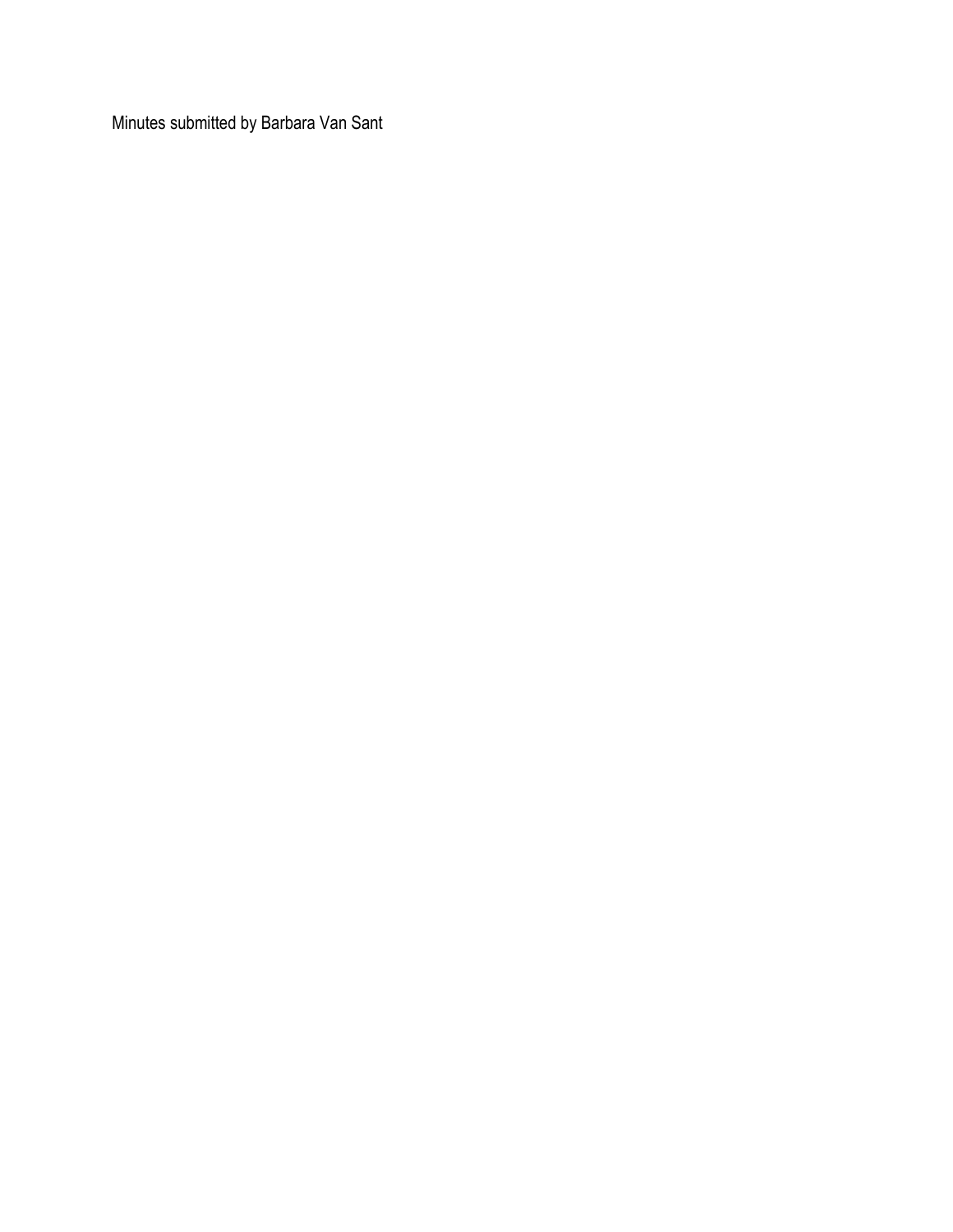Minutes submitted by Barbara Van Sant